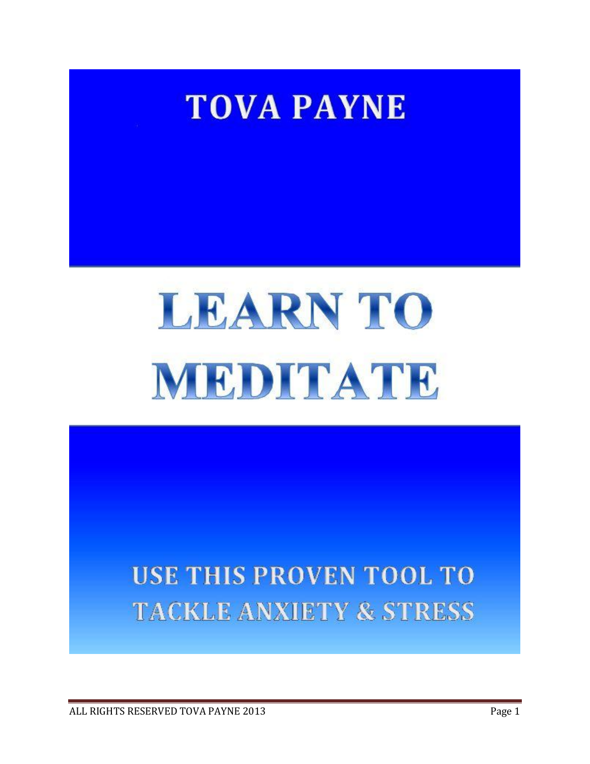**TOVA PAYNE**

# LEARN TO MEDITATE

## USE THIS PROVEN TOOL TO TACKLE ANXIETY & STRESS

ALL RIGHTS RESERVED TOVA PAYNE 2013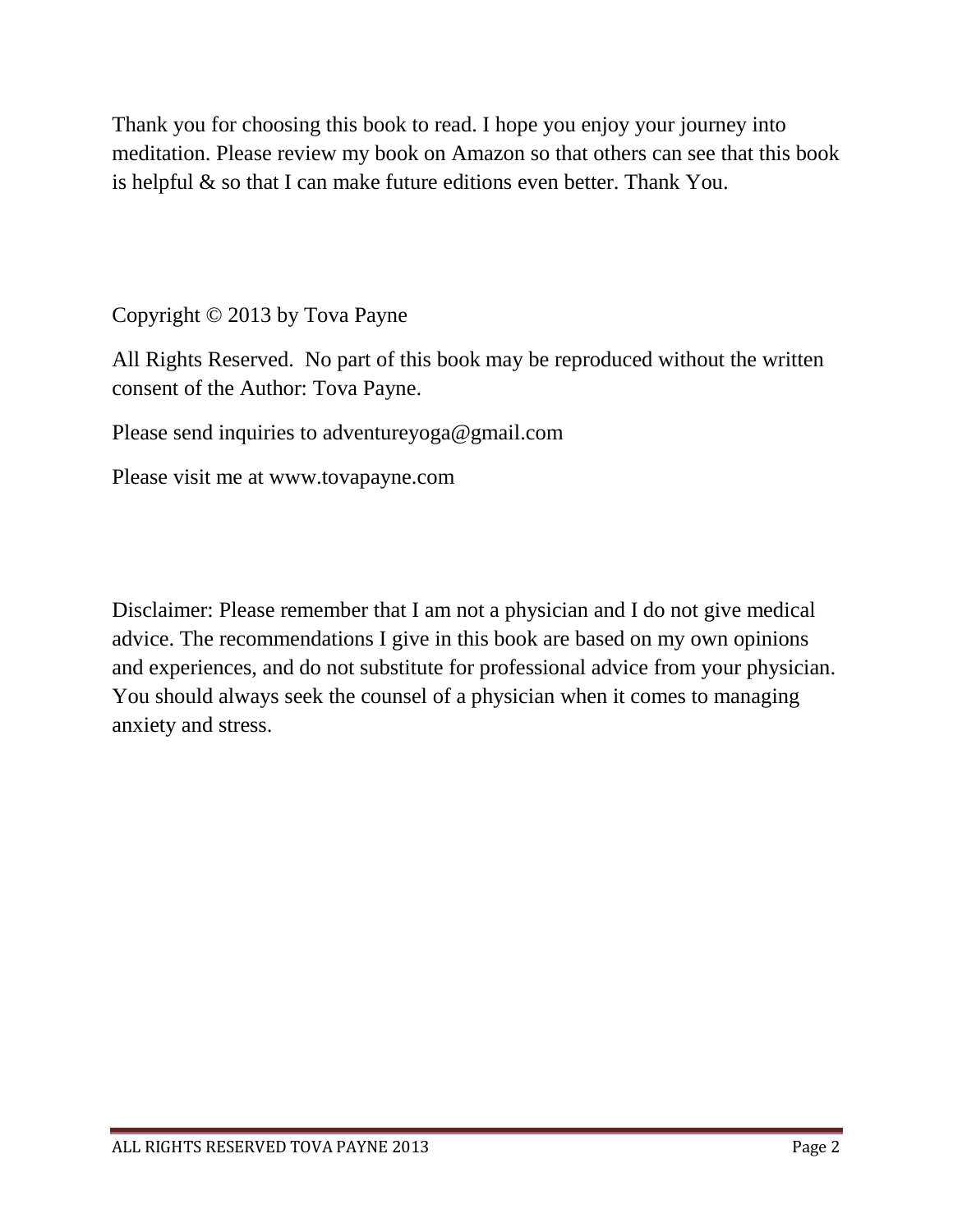Thank you for choosing this book to read. I hope you enjoy your journey into meditation. Please review my book on Amazon so that others can see that this book is helpful & so that I can make future editions even better. Thank You.

Copyright © 2013 by Tova Payne

All Rights Reserved. No part of this book may be reproduced without the written consent of the Author: Tova Payne.

Please send inquiries to adventureyoga@gmail.com

Please visit me at www.tovapayne.com

Disclaimer: Please remember that I am not a physician and I do not give medical advice. The recommendations I give in this book are based on my own opinions and experiences, and do not substitute for professional advice from your physician. You should always seek the counsel of a physician when it comes to managing anxiety and stress.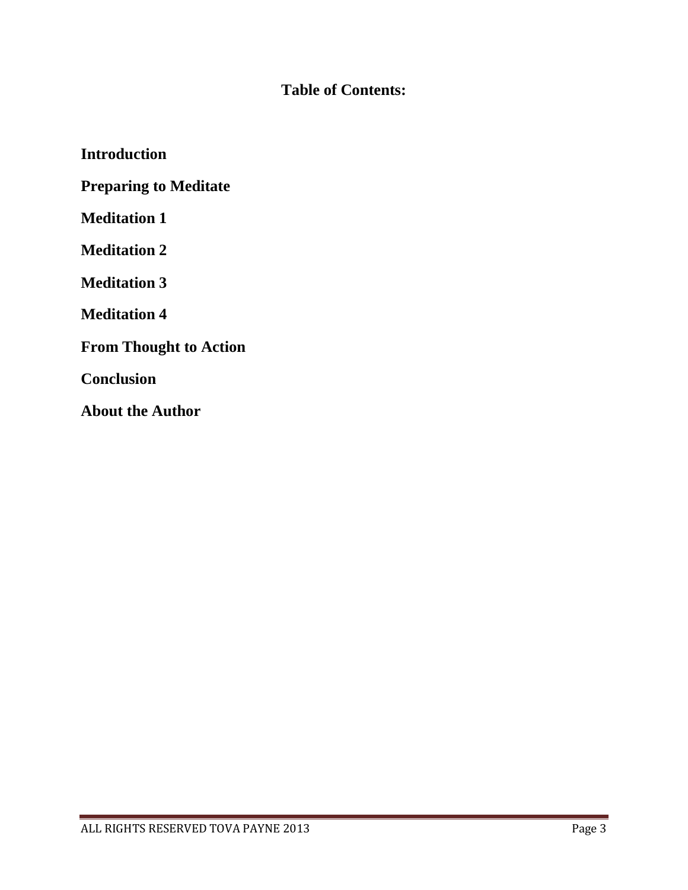## Table of Contents:

**Introduction**

**Preparing to Meditate**

**Meditation 1**

**Meditation 2**

**Meditation 3**

**Meditation 4**

**From Thought to Action**

**Conclusion**

**About the Author**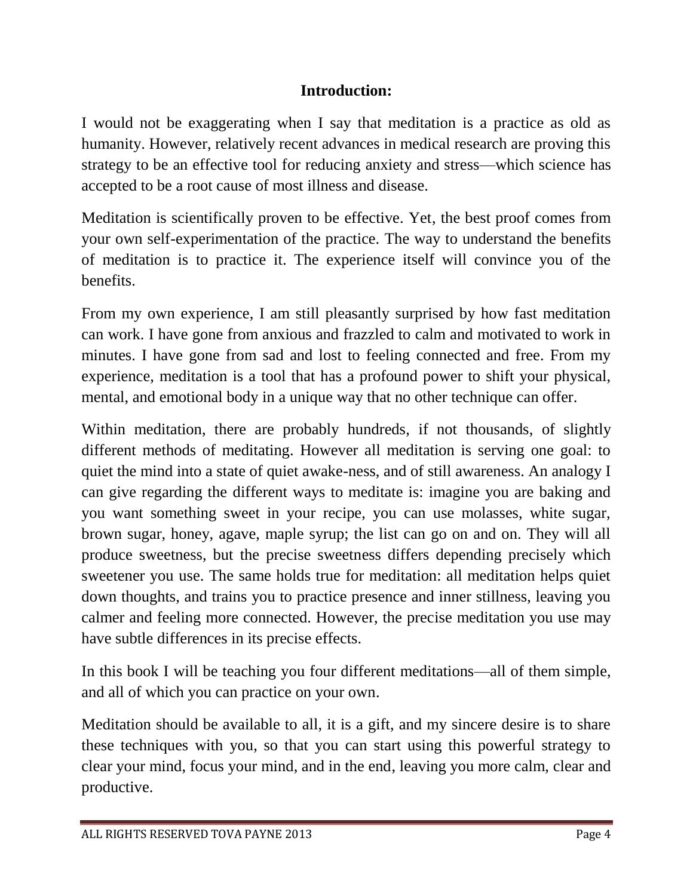## Introduction:

I would not be exaggerating when I say that meditation is a practice as old as humanity. However, relatively recent advances in medical research are proving this strategy to be an effective tool for reducing anxiety and stress—which science has accepted to be a root cause of most illness and disease.

Meditation is scientifically proven to be effective. Yet, the best proof comes from your own self-experimentation of the practice. The way to understand the benefits of meditation is to practice it. The experience itself will convince you of the benefits.

From my own experience, I am still pleasantly surprised by how fast meditation can work. I have gone from anxious and frazzled to calm and motivated to work in minutes. I have gone from sad and lost to feeling connected and free. From my experience, meditation is a tool that has a profound power to shift your physical, mental, and emotional body in a unique way that no other technique can offer.

Within meditation, there are probably hundreds, if not thousands, of slightly different methods of meditating. However all meditation is serving one goal: to quiet the mind into a state of quiet awake-ness, and of still awareness. An analogy I can give regarding the different ways to meditate is: imagine you are baking and you want something sweet in your recipe, you can use molasses, white sugar, brown sugar, honey, agave, maple syrup; the list can go on and on. They will all produce sweetness, but the precise sweetness differs depending precisely which sweetener you use. The same holds true for meditation: all meditation helps quiet down thoughts, and trains you to practice presence and inner stillness, leaving you calmer and feeling more connected. However, the precise meditation you use may have subtle differences in its precise effects.

In this book I will be teaching you four different meditations—all of them simple, and all of which you can practice on your own.

Meditation should be available to all, it is a gift, and my sincere desire is to share these techniques with you, so that you can start using this powerful strategy to clear your mind, focus your mind, and in the end, leaving you more calm, clear and productive.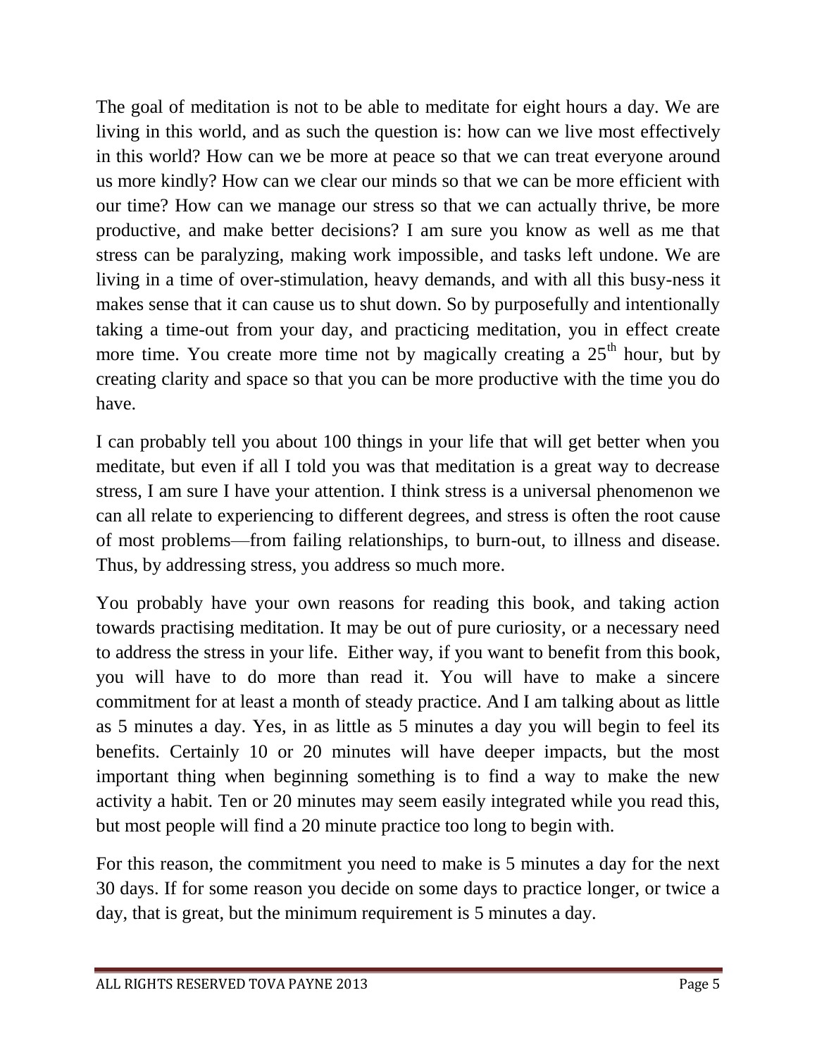The goal of meditation is not to be able to meditate for eight hours a day. We are living in this world, and as such the question is: how can we live most effectively in this world? How can we be more at peace so that we can treat everyone around us more kindly? How can we clear our minds so that we can be more efficient with our time? How can we manage our stress so that we can actually thrive, be more productive, and make better decisions? I am sure you know as well as me that stress can be paralyzing, making work impossible, and tasks left undone. We are living in a time of over-stimulation, heavy demands, and with all this busy-ness it makes sense that it can cause us to shut down. So by purposefully and intentionally taking a time-out from your day, and practicing meditation, you in effect create more time. You create more time not by magically creating a 25th hour, but by creating clarity and space so that you can be more productive with the time you do have.

I can probably tell you about 100 things in your life that will get better when you meditate, but even if all I told you was that meditation is a great way to decrease stress, I am sure I have your attention. I think stress is a universal phenomenon we can all relate to experiencing to different degrees, and stress is often the root cause of most problems—from failing relationships, to burn-out, to illness and disease. Thus, by addressing stress, you address so much more.

You probably have your own reasons for reading this book, and taking action towards practising meditation. It may be out of pure curiosity, or a necessary need to address the stress in your life. Either way, if you want to benefit from this book, you will have to do more than read it. You will have to make a sincere commitment for at least a month of steady practice. And I am talking about as little as 5 minutes a day. Yes, in as little as 5 minutes a day you will begin to feel its benefits. Certainly 10 or 20 minutes will have deeper impacts, but the most important thing when beginning something is to find a way to make the new activity a habit. Ten or 20 minutes may seem easily integrated while you read this, but most people will find a 20 minute practice too long to begin with.

For this reason, the commitment you need to make is 5 minutes a day for the next 30 days. If for some reason you decide on some days to practice longer, or twice a day, that is great, but the minimum requirement is 5 minutes a day.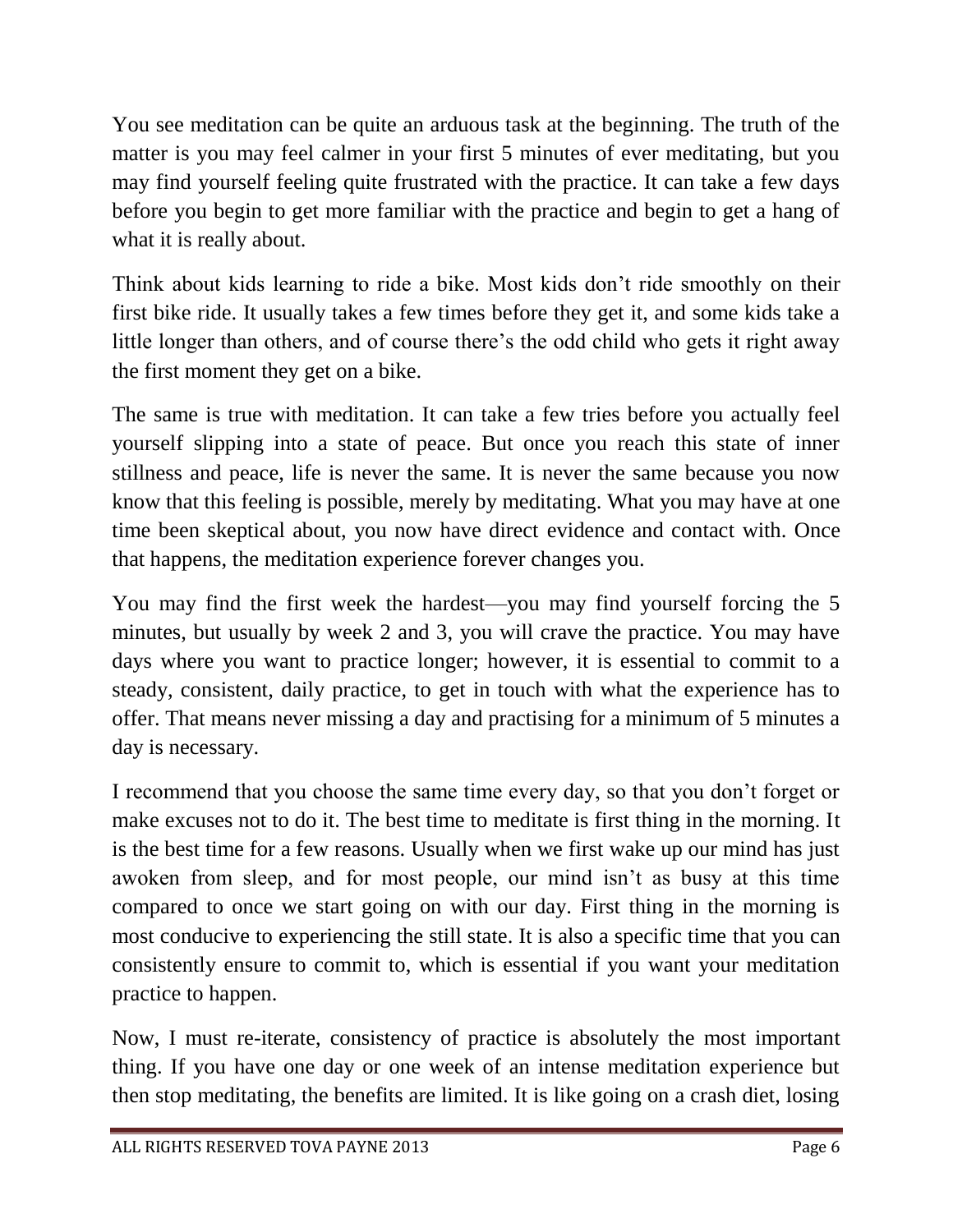You see meditation can be quite an arduous task at the beginning. The truth of the matter is you may feel calmer in your first 5 minutes of ever meditating, but you may find yourself feeling quite frustrated with the practice. It can take a few days before you begin to get more familiar with the practice and begin to get a hang of what it is really about.

Think about kids learning to ride a bike. Most kids don't ride smoothly on their first bike ride. It usually takes a few times before they get it, and some kids take a little longer than others, and of course there's the odd child who gets it right away the first moment they get on a bike.

The same is true with meditation. It can take a few tries before you actually feel yourself slipping into a state of peace. But once you reach this state of inner stillness and peace, life is never the same. It is never the same because you now know that this feeling is possible, merely by meditating. What you may have at one time been skeptical about, you now have direct evidence and contact with. Once that happens, the meditation experience forever changes you.

You may find the first week the hardest—you may find yourself forcing the 5 minutes, but usually by week 2 and 3, you will crave the practice. You may have days where you want to practice longer; however, it is essential to commit to a steady, consistent, daily practice, to get in touch with what the experience has to offer. That means never missing a day and practising for a minimum of 5 minutes a day is necessary.

I recommend that you choose the same time every day, so that you don't forget or make excuses not to do it. The best time to meditate is first thing in the morning. It is the best time for a few reasons. Usually when we first wake up our mind has just awoken from sleep, and for most people, our mind isn't as busy at this time compared to once we start going on with our day. First thing in the morning is most conducive to experiencing the still state. It is also a specific time that you can consistently ensure to commit to, which is essential if you want your meditation practice to happen.

Now, I must re-iterate, consistency of practice is absolutely the most important thing. If you have one day or one week of an intense meditation experience but then stop meditating, the benefits are limited. It is like going on a crash diet, losing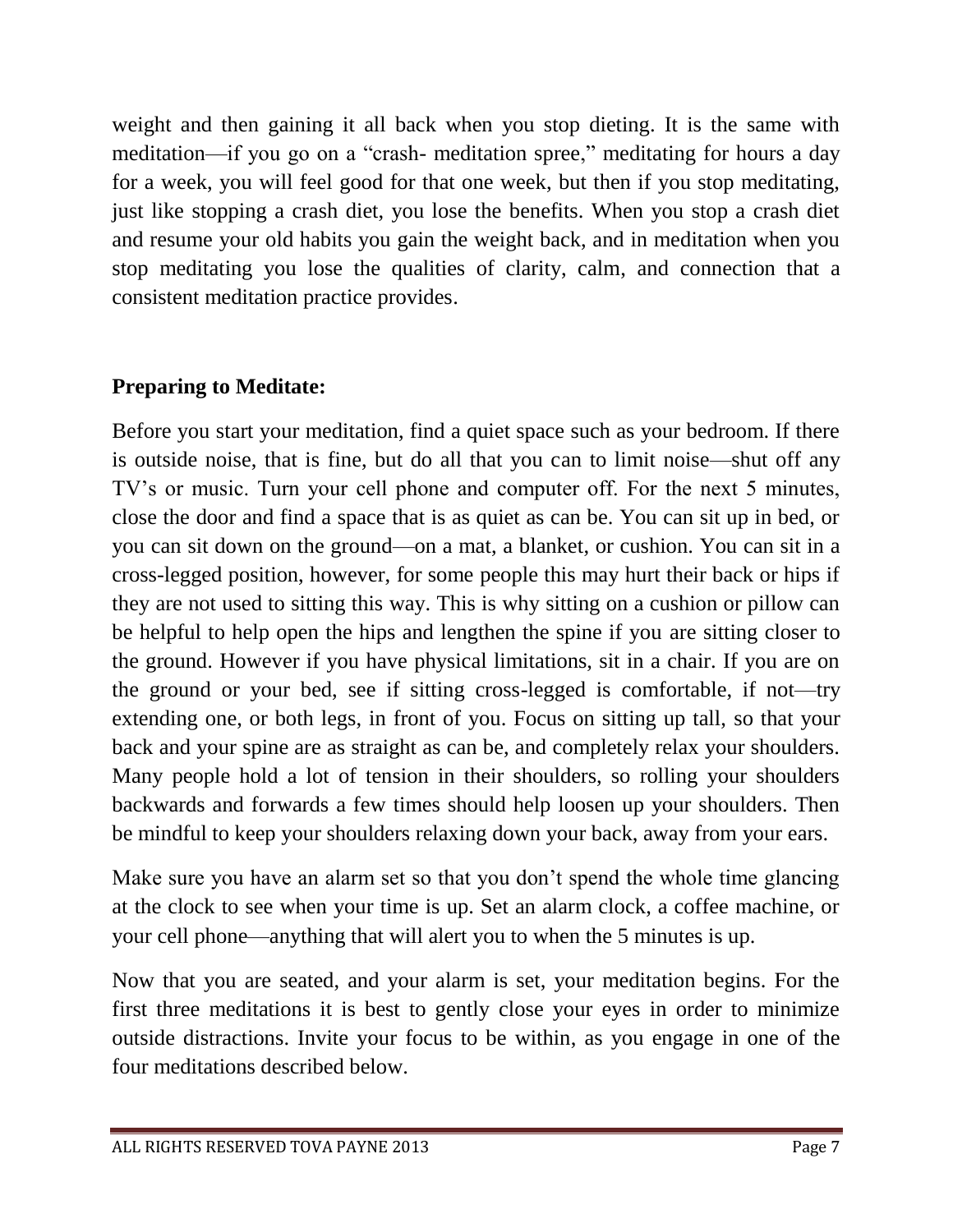weight and then gaining it all back when you stop dieting. It is the same with meditation—if you go on a "crash- meditation spree," meditating for hours a day for a week, you will feel good for that one week, but then if you stop meditating, just like stopping a crash diet, you lose the benefits. When you stop a crash diet and resume your old habits you gain the weight back, and in meditation when you stop meditating you lose the qualities of clarity, calm, and connection that a consistent meditation practice provides.

**Preparing to Meditate:**

Before you start your meditation, find a quiet space such as your bedroom. If there is outside noise, that is fine, but do all that you can to limit noise—shut off any TV's or music. Turn your cell phone and computer off. For the next 5 minutes, close the door and find a space that is as quiet as can be. You can sit up in bed, or you can sit down on the ground—on a mat, a blanket, or cushion. You can sit in a cross-legged position, however, for some people this may hurt their back or hips if they are not used to sitting this way. This is why sitting on a cushion or pillow can be helpful to help open the hips and lengthen the spine if you are sitting closer to the ground. However if you have physical limitations, sit in a chair. If you are on the ground or your bed, see if sitting cross-legged is comfortable, if not—try extending one, or both legs, in front of you. Focus on sitting up tall, so that your back and your spine are as straight as can be, and completely relax your shoulders. Many people hold a lot of tension in their shoulders, so rolling your shoulders backwards and forwards a few times should help loosen up your shoulders. Then be mindful to keep your shoulders relaxing down your back, away from your ears.

Make sure you have an alarm set so that you don't spend the whole time glancing at the clock to see when your time is up. Set an alarm clock, a coffee machine, or your cell phone—anything that will alert you to when the 5 minutes is up.

Now that you are seated, and your alarm is set, your meditation begins. For the first three meditations it is best to gently close your eyes in order to minimize outside distractions. Invite your focus to be within, as you engage in one of the four meditations described below.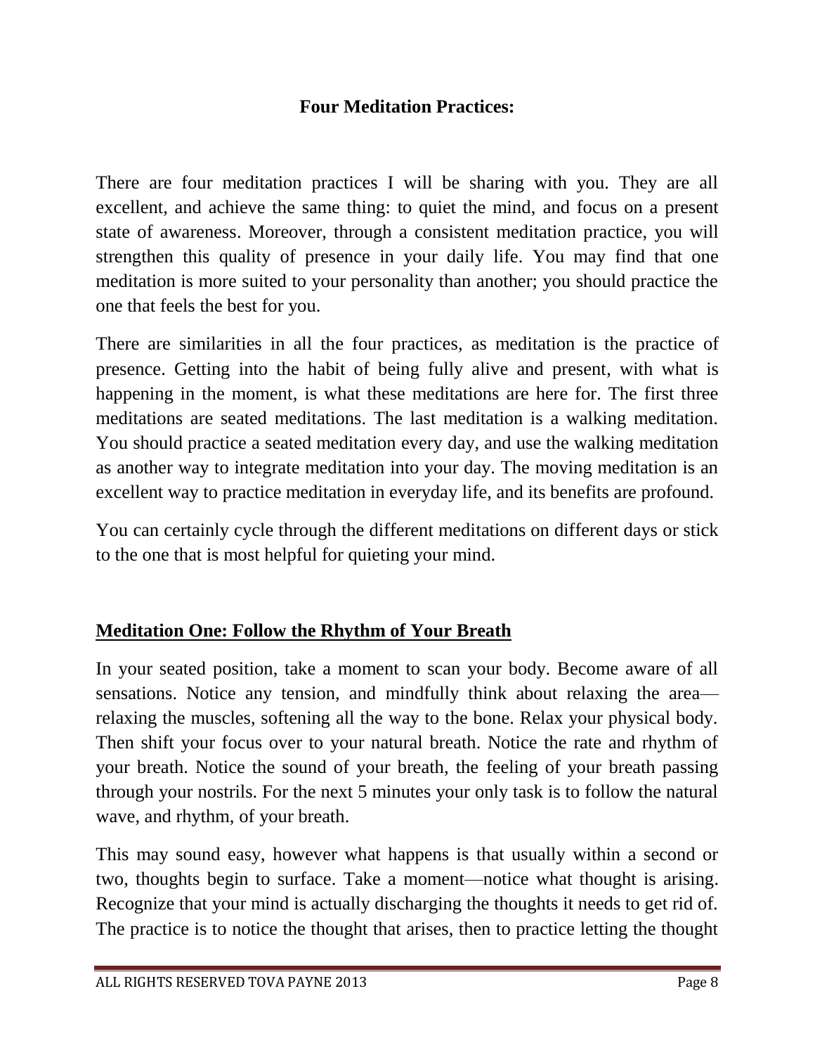**Four Meditation Practices:**

There are four meditation practices I will be sharing with you. They are all excellent, and achieve the same thing: to quiet the mind, and focus on a present state of awareness. Moreover, through a consistent meditation practice, you will strengthen this quality of presence in your daily life. You may find that one meditation is more suited to your personality than another; you should practice the one that feels the best for you.

There are similarities in all the four practices, as meditation is the practice of presence. Getting into the habit of being fully alive and present, with what is happening in the moment, is what these meditations are here for. The first three meditations are seated meditations. The last meditation is a walking meditation. You should practice a seated meditation every day, and use the walking meditation as another way to integrate meditation into your day. The moving meditation is an excellent way to practice meditation in everyday life, and its benefits are profound.

You can certainly cycle through the different meditations on different days or stick to the one that is most helpful for quieting your mind.

## Meditation One: Follow the Rhythm of Your Breath

In your seated position, take a moment to scan your body. Become aware of all sensations. Notice any tension, and mindfully think about relaxing the area—relaxing the muscles, softening all the way to the bone. Relax your physical body. Then shift your focus over to your natural breath. Notice the rate and rhythm of your breath. Notice the sound of your breath, the feeling of your breath passing through your nostrils. For the next 5 minutes your only task is to follow the natural wave, and rhythm, of your breath.

This may sound easy, however what happens is that usually within a second or two, thoughts begin to surface. Take a moment—notice what thought is arising. Recognize that your mind is actually discharging the thoughts it needs to get rid of. The practice is to notice the thought that arises, then to practice letting the thought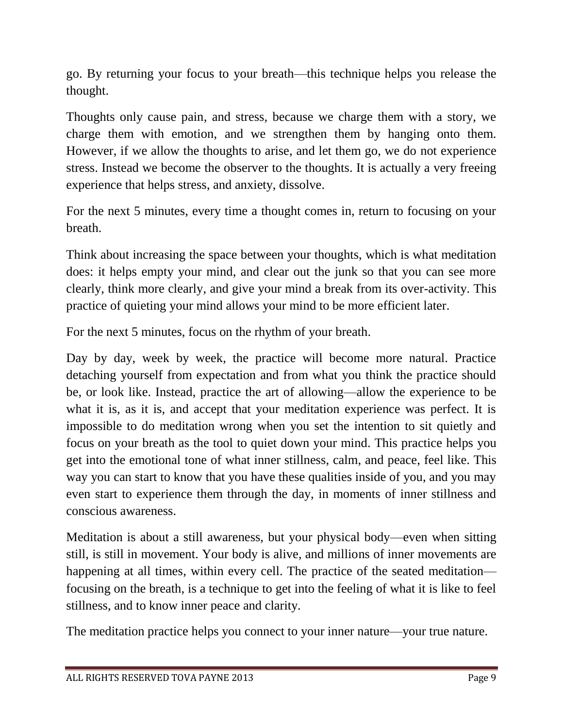go. By returning your focus to your breath—this technique helps you release the thought.

Thoughts only cause pain, and stress, because we charge them with a story, we charge them with emotion, and we strengthen them by hanging onto them. However, if we allow the thoughts to arise, and let them go, we do not experience stress. Instead we become the observer to the thoughts. It is actually a very freeing experience that helps stress, and anxiety, dissolve.

For the next 5 minutes, every time a thought comes in, return to focusing on your breath.

Think about increasing the space between your thoughts, which is what meditation does: it helps empty your mind, and clear out the junk so that you can see more clearly, think more clearly, and give your mind a break from its over-activity. This practice of quieting your mind allows your mind to be more efficient later.

For the next 5 minutes, focus on the rhythm of your breath.

Day by day, week by week, the practice will become more natural. Practice detaching yourself from expectation and from what you think the practice should be, or look like. Instead, practice the art of allowing—allow the experience to be what it is, as it is, and accept that your meditation experience was perfect. It is impossible to do meditation wrong when you set the intention to sit quietly and focus on your breath as the tool to quiet down your mind. This practice helps you get into the emotional tone of what inner stillness, calm, and peace, feel like. This way you can start to know that you have these qualities inside of you, and you may even start to experience them through the day, in moments of inner stillness and conscious awareness.

Meditation is about a still awareness, but your physical body—even when sitting still, is still in movement. Your body is alive, and millions of inner movements are happening at all times, within every cell. The practice of the seated meditation—focusing on the breath, is a technique to get into the feeling of what it is like to feel stillness, and to know inner peace and clarity.

The meditation practice helps you connect to your inner nature—your true nature.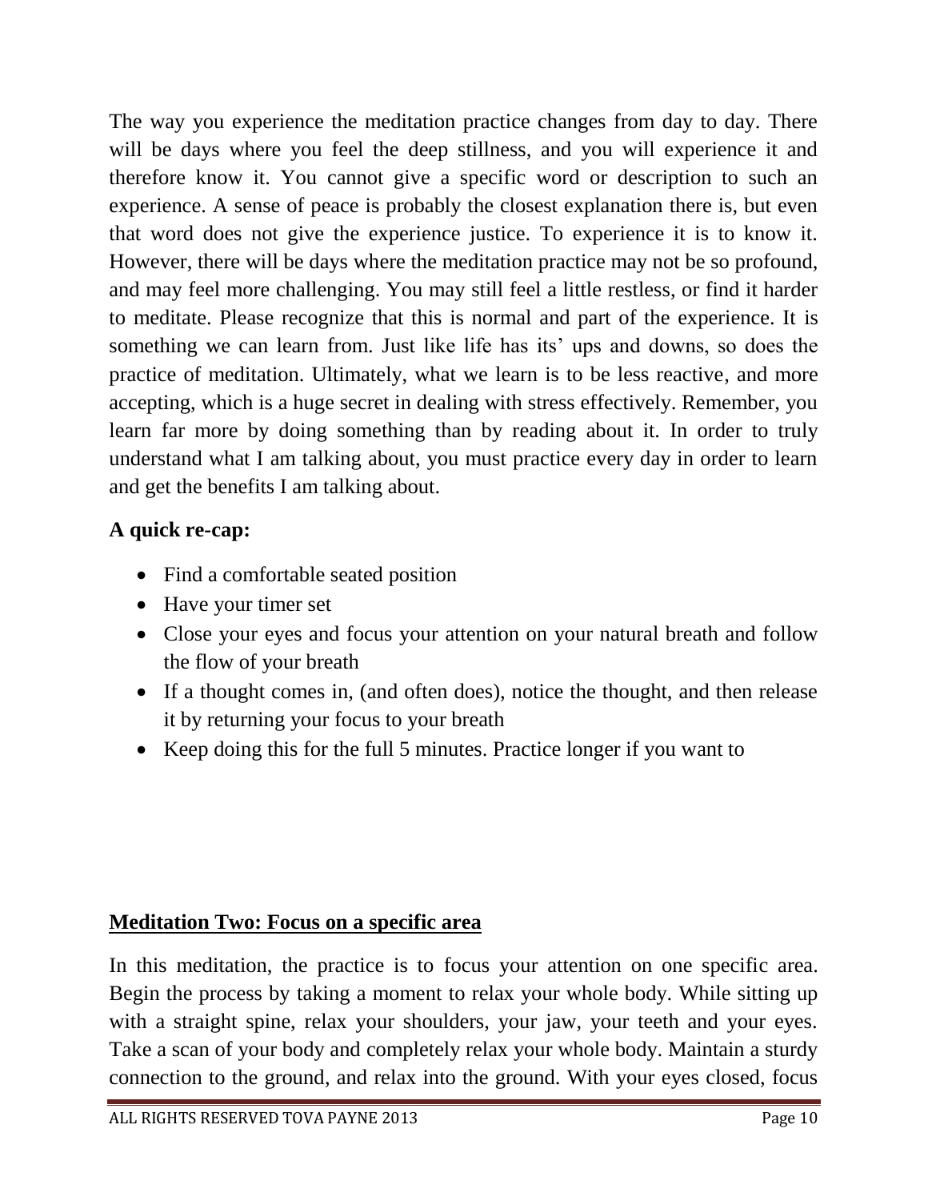The way you experience the meditation practice changes from day to day. There will be days where you feel the deep stillness, and you will experience it and therefore know it. You cannot give a specific word or description to such an experience. A sense of peace is probably the closest explanation there is, but even that word does not give the experience justice. To experience it is to know it. However, there will be days where the meditation practice may not be so profound, and may feel more challenging. You may still feel a little restless, or find it harder to meditate. Please recognize that this is normal and part of the experience. It is something we can learn from. Just like life has its' ups and downs, so does the practice of meditation. Ultimately, what we learn is to be less reactive, and more accepting, which is a huge secret in dealing with stress effectively. Remember, you learn far more by doing something than by reading about it. In order to truly understand what I am talking about, you must practice every day in order to learn and get the benefits I am talking about.

**A quick re-cap:**

- Find a comfortable seated position
- Have your timer set
- Close your eyes and focus your attention on your natural breath and follow the flow of your breath
- If a thought comes in, (and often does), notice the thought, and then release it by returning your focus to your breath
- Keep doing this for the full 5 minutes. Practice longer if you want to

## Meditation Two: Focus on a specific area

In this meditation, the practice is to focus your attention on one specific area. Begin the process by taking a moment to relax your whole body. While sitting up with a straight spine, relax your shoulders, your jaw, your teeth and your eyes. Take a scan of your body and completely relax your whole body. Maintain a sturdy connection to the ground, and relax into the ground. With your eyes closed, focus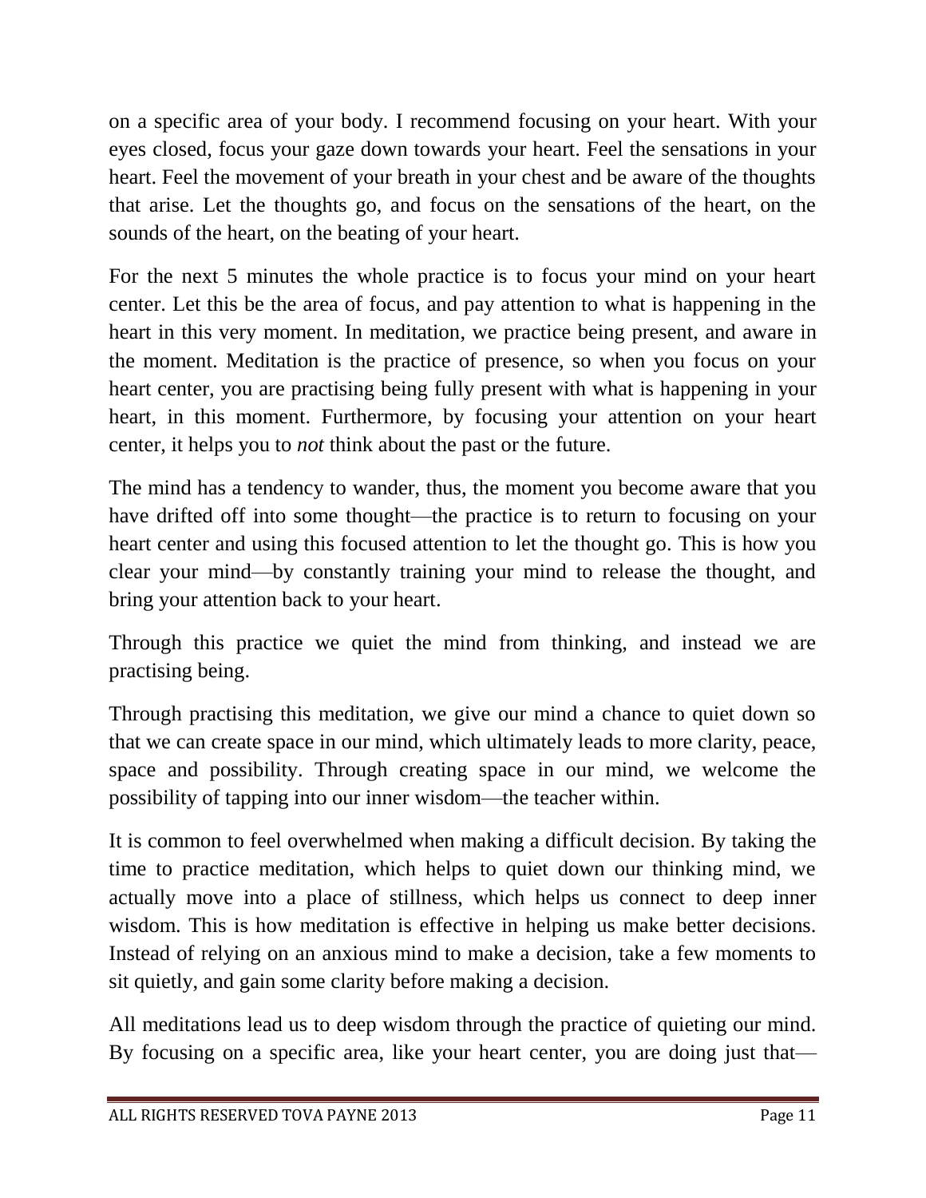on a specific area of your body. I recommend focusing on your heart. With your eyes closed, focus your gaze down towards your heart. Feel the sensations in your heart. Feel the movement of your breath in your chest and be aware of the thoughts that arise. Let the thoughts go, and focus on the sensations of the heart, on the sounds of the heart, on the beating of your heart.

For the next 5 minutes the whole practice is to focus your mind on your heart center. Let this be the area of focus, and pay attention to what is happening in the heart in this very moment. In meditation, we practice being present, and aware in the moment. Meditation is the practice of presence, so when you focus on your heart center, you are practising being fully present with what is happening in your heart, in this moment. Furthermore, by focusing your attention on your heart center, it helps you to *not* think about the past or the future.

The mind has a tendency to wander, thus, the moment you become aware that you have drifted off into some thought—the practice is to return to focusing on your heart center and using this focused attention to let the thought go. This is how you clear your mind—by constantly training your mind to release the thought, and bring your attention back to your heart.

Through this practice we quiet the mind from thinking, and instead we are practising being.

Through practising this meditation, we give our mind a chance to quiet down so that we can create space in our mind, which ultimately leads to more clarity, peace, space and possibility. Through creating space in our mind, we welcome the possibility of tapping into our inner wisdom—the teacher within.

It is common to feel overwhelmed when making a difficult decision. By taking the time to practice meditation, which helps to quiet down our thinking mind, we actually move into a place of stillness, which helps us connect to deep inner wisdom. This is how meditation is effective in helping us make better decisions. Instead of relying on an anxious mind to make a decision, take a few moments to sit quietly, and gain some clarity before making a decision.

All meditations lead us to deep wisdom through the practice of quieting our mind. By focusing on a specific area, like your heart center, you are doing just that—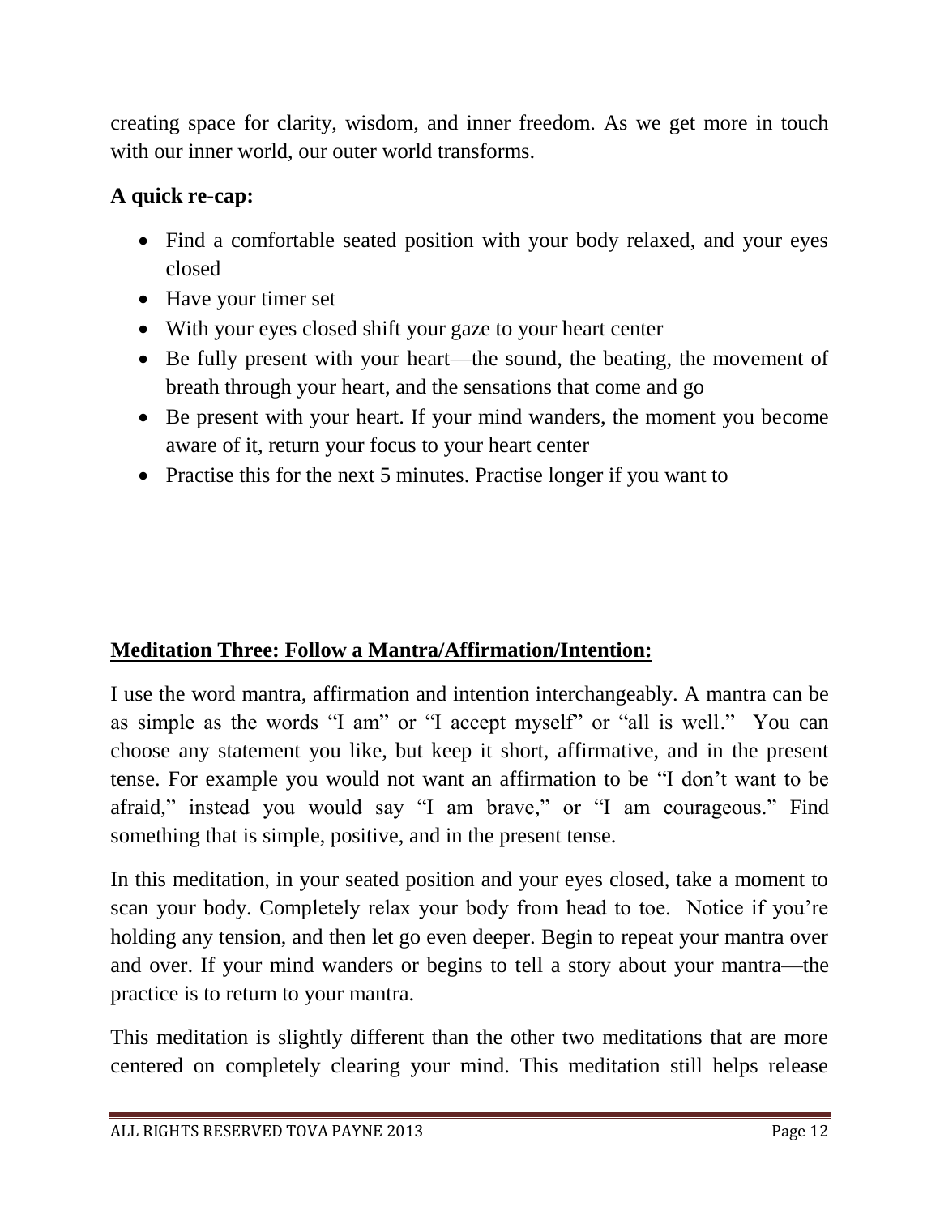creating space for clarity, wisdom, and inner freedom. As we get more in touch with our inner world, our outer world transforms.

**A quick re-cap:**

- Find a comfortable seated position with your body relaxed, and your eyes closed
- Have your timer set
- With your eyes closed shift your gaze to your heart center
- Be fully present with your heart—the sound, the beating, the movement of breath through your heart, and the sensations that come and go
- Be present with your heart. If your mind wanders, the moment you become aware of it, return your focus to your heart center
- Practise this for the next 5 minutes. Practise longer if you want to

## Meditation Three: Follow a Mantra/Affirmation/Intention:

I use the word mantra, affirmation and intention interchangeably. A mantra can be as simple as the words "I am" or "I accept myself" or "all is well." You can choose any statement you like, but keep it short, affirmative, and in the present tense. For example you would not want an affirmation to be "I don't want to be afraid," instead you would say "I am brave," or "I am courageous." Find something that is simple, positive, and in the present tense.

In this meditation, in your seated position and your eyes closed, take a moment to scan your body. Completely relax your body from head to toe. Notice if you're holding any tension, and then let go even deeper. Begin to repeat your mantra over and over. If your mind wanders or begins to tell a story about your mantra—the practice is to return to your mantra.

This meditation is slightly different than the other two meditations that are more centered on completely clearing your mind. This meditation still helps release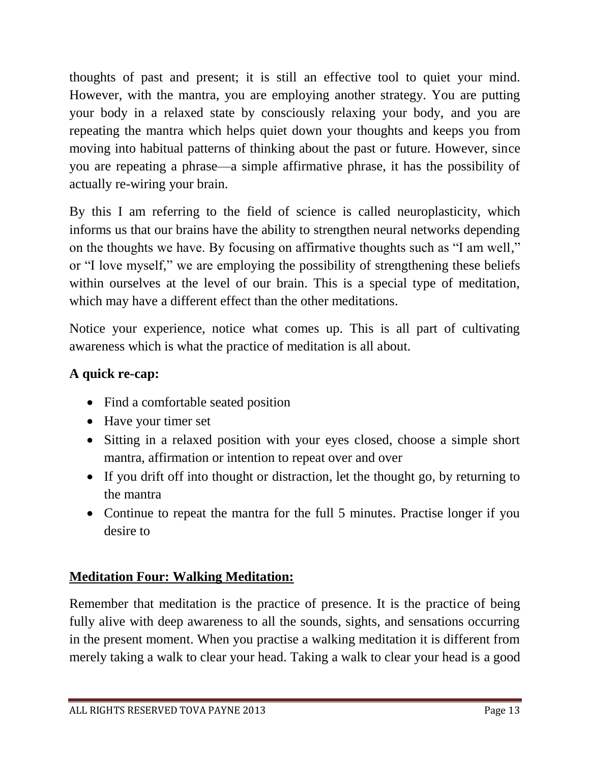thoughts of past and present; it is still an effective tool to quiet your mind. However, with the mantra, you are employing another strategy. You are putting your body in a relaxed state by consciously relaxing your body, and you are repeating the mantra which helps quiet down your thoughts and keeps you from moving into habitual patterns of thinking about the past or future. However, since you are repeating a phrase—a simple affirmative phrase, it has the possibility of actually re-wiring your brain.

By this I am referring to the field of science is called neuroplasticity, which informs us that our brains have the ability to strengthen neural networks depending on the thoughts we have. By focusing on affirmative thoughts such as "I am well," or "I love myself," we are employing the possibility of strengthening these beliefs within ourselves at the level of our brain. This is a special type of meditation, which may have a different effect than the other meditations.

Notice your experience, notice what comes up. This is all part of cultivating awareness which is what the practice of meditation is all about.

**A quick re-cap:**

- Find a comfortable seated position
- Have your timer set
- Sitting in a relaxed position with your eyes closed, choose a simple short mantra, affirmation or intention to repeat over and over
- If you drift off into thought or distraction, let the thought go, by returning to the mantra
- Continue to repeat the mantra for the full 5 minutes. Practise longer if you desire to

## Meditation Four: Walking Meditation:

Remember that meditation is the practice of presence. It is the practice of being fully alive with deep awareness to all the sounds, sights, and sensations occurring in the present moment. When you practise a walking meditation it is different from merely taking a walk to clear your head. Taking a walk to clear your head is a good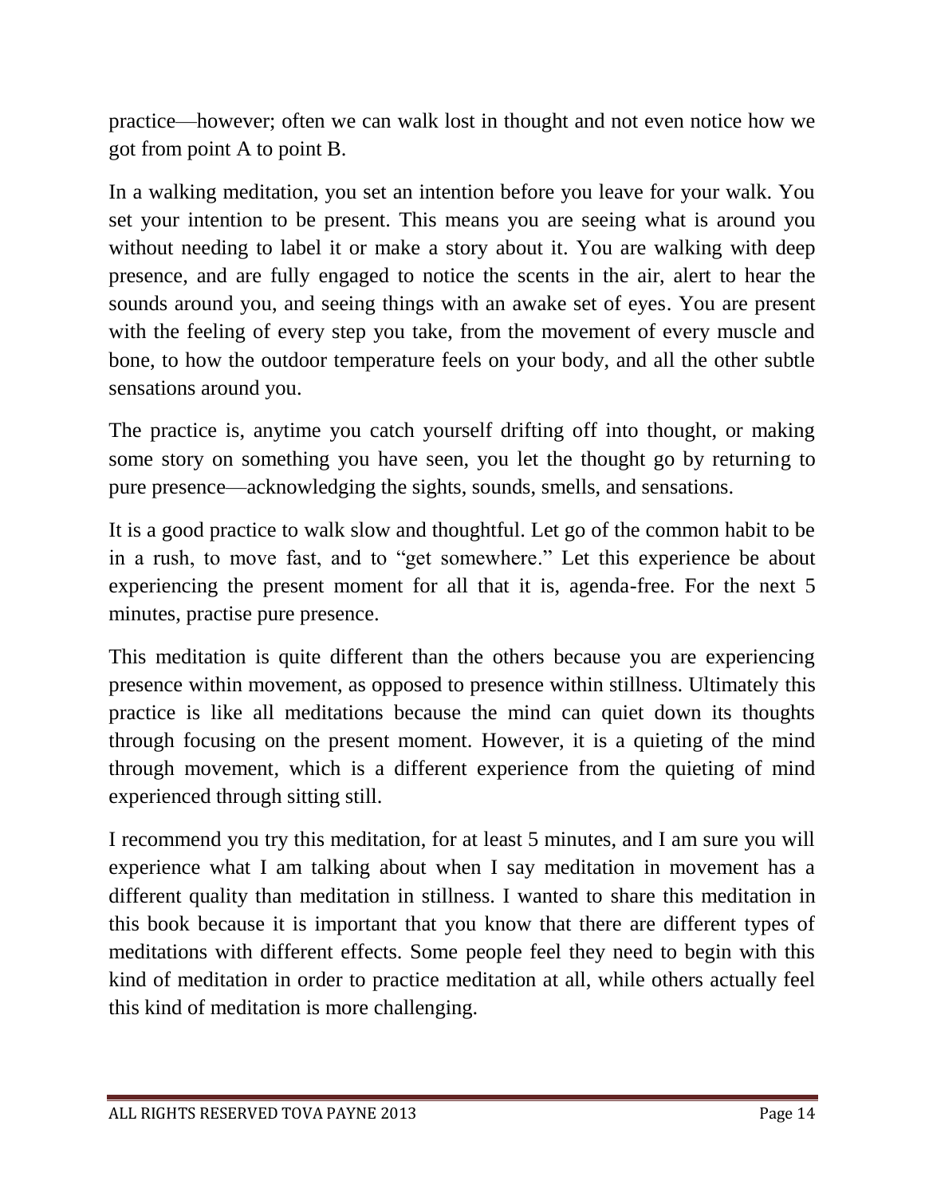practice—however; often we can walk lost in thought and not even notice how we got from point A to point B.

In a walking meditation, you set an intention before you leave for your walk. You set your intention to be present. This means you are seeing what is around you without needing to label it or make a story about it. You are walking with deep presence, and are fully engaged to notice the scents in the air, alert to hear the sounds around you, and seeing things with an awake set of eyes. You are present with the feeling of every step you take, from the movement of every muscle and bone, to how the outdoor temperature feels on your body, and all the other subtle sensations around you.

The practice is, anytime you catch yourself drifting off into thought, or making some story on something you have seen, you let the thought go by returning to pure presence—acknowledging the sights, sounds, smells, and sensations.

It is a good practice to walk slow and thoughtful. Let go of the common habit to be in a rush, to move fast, and to "get somewhere." Let this experience be about experiencing the present moment for all that it is, agenda-free. For the next 5 minutes, practise pure presence.

This meditation is quite different than the others because you are experiencing presence within movement, as opposed to presence within stillness. Ultimately this practice is like all meditations because the mind can quiet down its thoughts through focusing on the present moment. However, it is a quieting of the mind through movement, which is a different experience from the quieting of mind experienced through sitting still.

I recommend you try this meditation, for at least 5 minutes, and I am sure you will experience what I am talking about when I say meditation in movement has a different quality than meditation in stillness. I wanted to share this meditation in this book because it is important that you know that there are different types of meditations with different effects. Some people feel they need to begin with this kind of meditation in order to practice meditation at all, while others actually feel this kind of meditation is more challenging.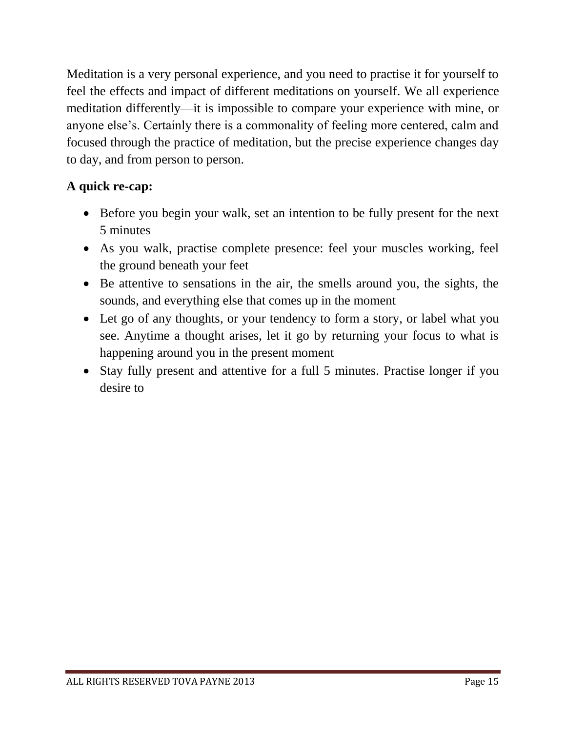Meditation is a very personal experience, and you need to practise it for yourself to feel the effects and impact of different meditations on yourself. We all experience meditation differently—it is impossible to compare your experience with mine, or anyone else's. Certainly there is a commonality of feeling more centered, calm and focused through the practice of meditation, but the precise experience changes day to day, and from person to person.

**A quick re-cap:**

- Before you begin your walk, set an intention to be fully present for the next 5 minutes
- As you walk, practise complete presence: feel your muscles working, feel the ground beneath your feet
- Be attentive to sensations in the air, the smells around you, the sights, the sounds, and everything else that comes up in the moment
- Let go of any thoughts, or your tendency to form a story, or label what you see. Anytime a thought arises, let it go by returning your focus to what is happening around you in the present moment
- Stay fully present and attentive for a full 5 minutes. Practise longer if you desire to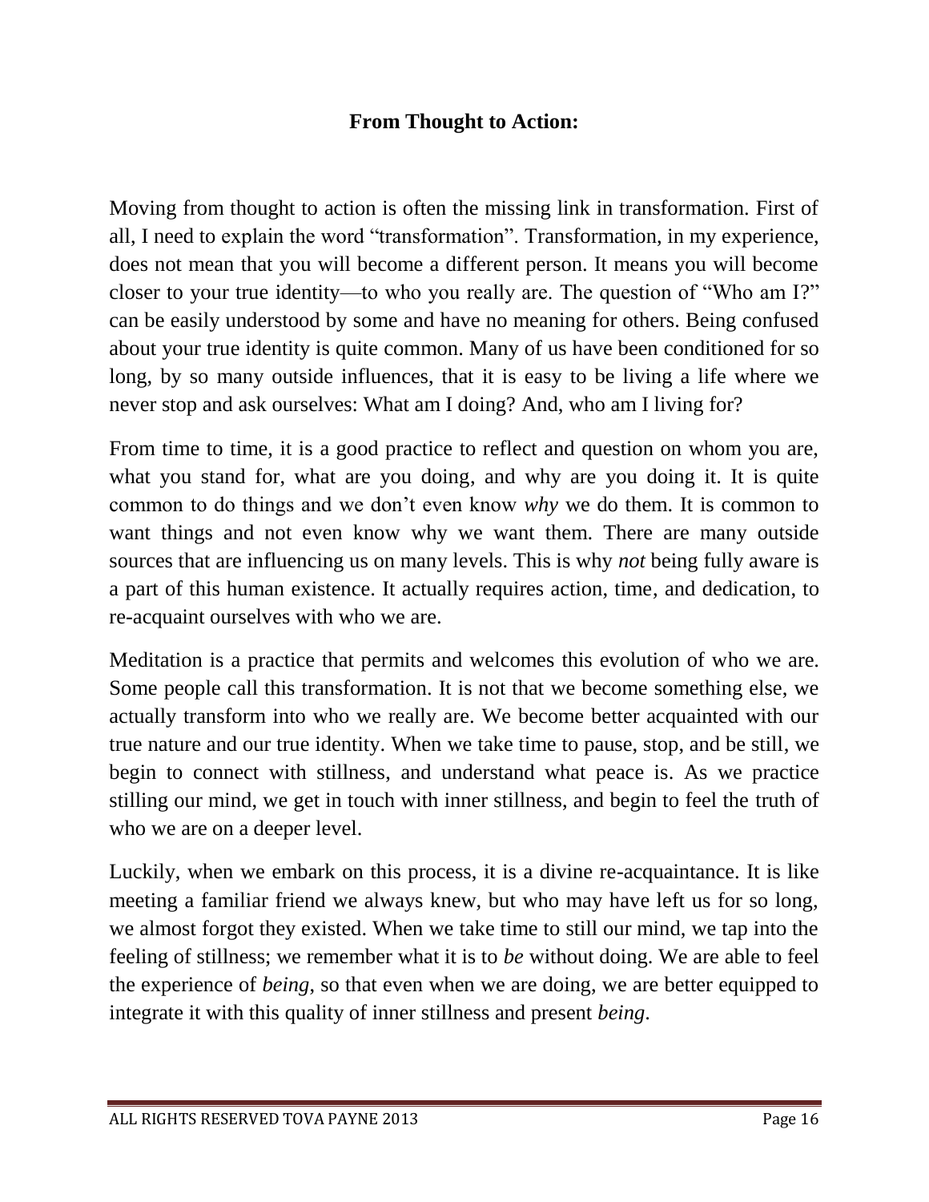## From Thought to Action:

Moving from thought to action is often the missing link in transformation. First of all, I need to explain the word "transformation". Transformation, in my experience, does not mean that you will become a different person. It means you will become closer to your true identity—to who you really are. The question of "Who am I?" can be easily understood by some and have no meaning for others. Being confused about your true identity is quite common. Many of us have been conditioned for so long, by so many outside influences, that it is easy to be living a life where we never stop and ask ourselves: What am I doing? And, who am I living for?

From time to time, it is a good practice to reflect and question on whom you are, what you stand for, what are you doing, and why are you doing it. It is quite common to do things and we don't even know *why* we do them. It is common to want things and not even know why we want them. There are many outside sources that are influencing us on many levels. This is why *not* being fully aware is a part of this human existence. It actually requires action, time, and dedication, to re-acquaint ourselves with who we are.

Meditation is a practice that permits and welcomes this evolution of who we are. Some people call this transformation. It is not that we become something else, we actually transform into who we really are. We become better acquainted with our true nature and our true identity. When we take time to pause, stop, and be still, we begin to connect with stillness, and understand what peace is. As we practice stilling our mind, we get in touch with inner stillness, and begin to feel the truth of who we are on a deeper level.

Luckily, when we embark on this process, it is a divine re-acquaintance. It is like meeting a familiar friend we always knew, but who may have left us for so long, we almost forgot they existed. When we take time to still our mind, we tap into the feeling of stillness; we remember what it is to *be* without doing. We are able to feel the experience of *being*, so that even when we are doing, we are better equipped to integrate it with this quality of inner stillness and present *being*.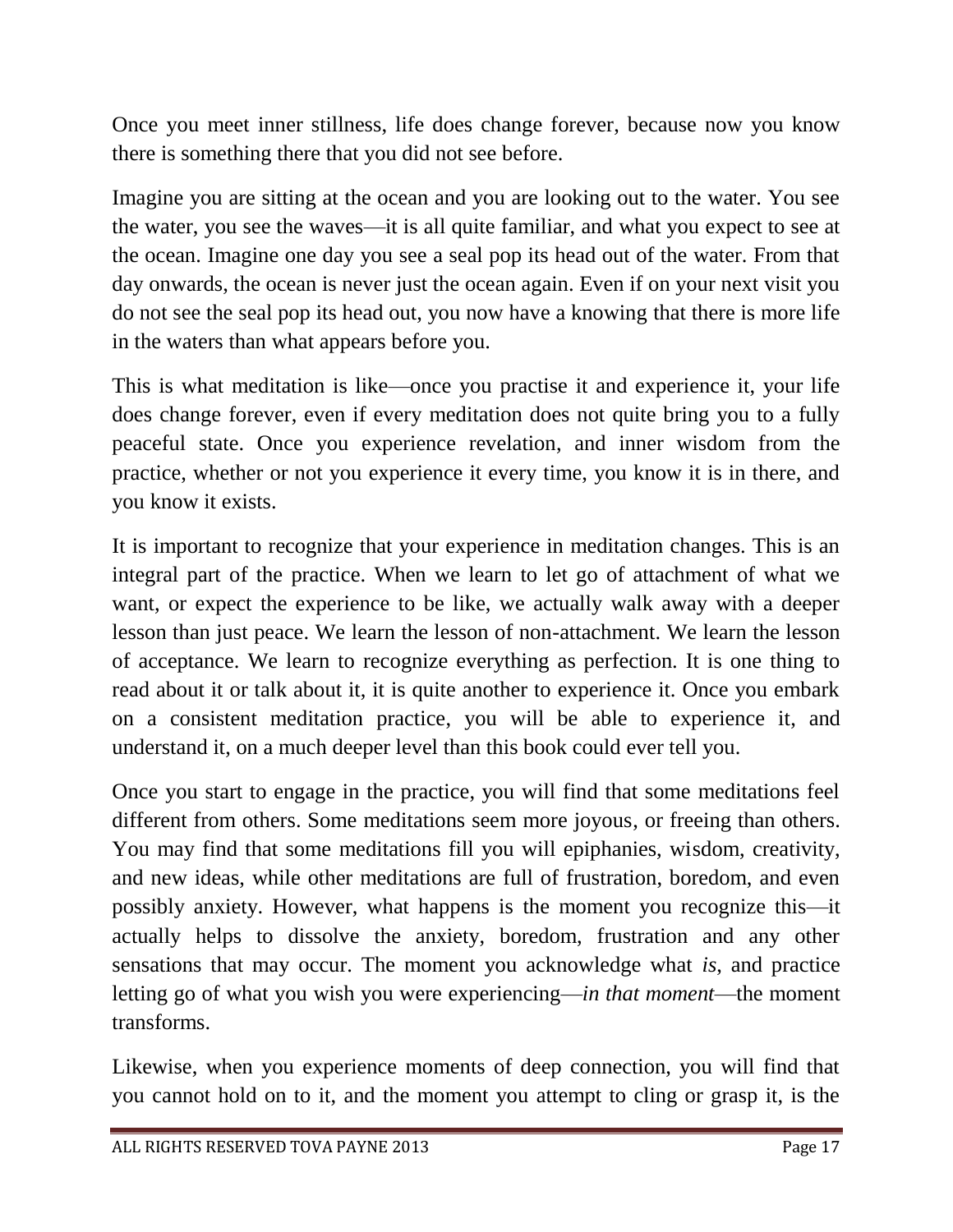Once you meet inner stillness, life does change forever, because now you know there is something there that you did not see before.

Imagine you are sitting at the ocean and you are looking out to the water. You see the water, you see the waves—it is all quite familiar, and what you expect to see at the ocean. Imagine one day you see a seal pop its head out of the water. From that day onwards, the ocean is never just the ocean again. Even if on your next visit you do not see the seal pop its head out, you now have a knowing that there is more life in the waters than what appears before you.

This is what meditation is like—once you practise it and experience it, your life does change forever, even if every meditation does not quite bring you to a fully peaceful state. Once you experience revelation, and inner wisdom from the practice, whether or not you experience it every time, you know it is in there, and you know it exists.

It is important to recognize that your experience in meditation changes. This is an integral part of the practice. When we learn to let go of attachment of what we want, or expect the experience to be like, we actually walk away with a deeper lesson than just peace. We learn the lesson of non-attachment. We learn the lesson of acceptance. We learn to recognize everything as perfection. It is one thing to read about it or talk about it, it is quite another to experience it. Once you embark on a consistent meditation practice, you will be able to experience it, and understand it, on a much deeper level than this book could ever tell you.

Once you start to engage in the practice, you will find that some meditations feel different from others. Some meditations seem more joyous, or freeing than others. You may find that some meditations fill you will epiphanies, wisdom, creativity, and new ideas, while other meditations are full of frustration, boredom, and even possibly anxiety. However, what happens is the moment you recognize this—it actually helps to dissolve the anxiety, boredom, frustration and any other sensations that may occur. The moment you acknowledge what *is*, and practice letting go of what you wish you were experiencing—*in that moment*—the moment transforms.

Likewise, when you experience moments of deep connection, you will find that you cannot hold on to it, and the moment you attempt to cling or grasp it, is the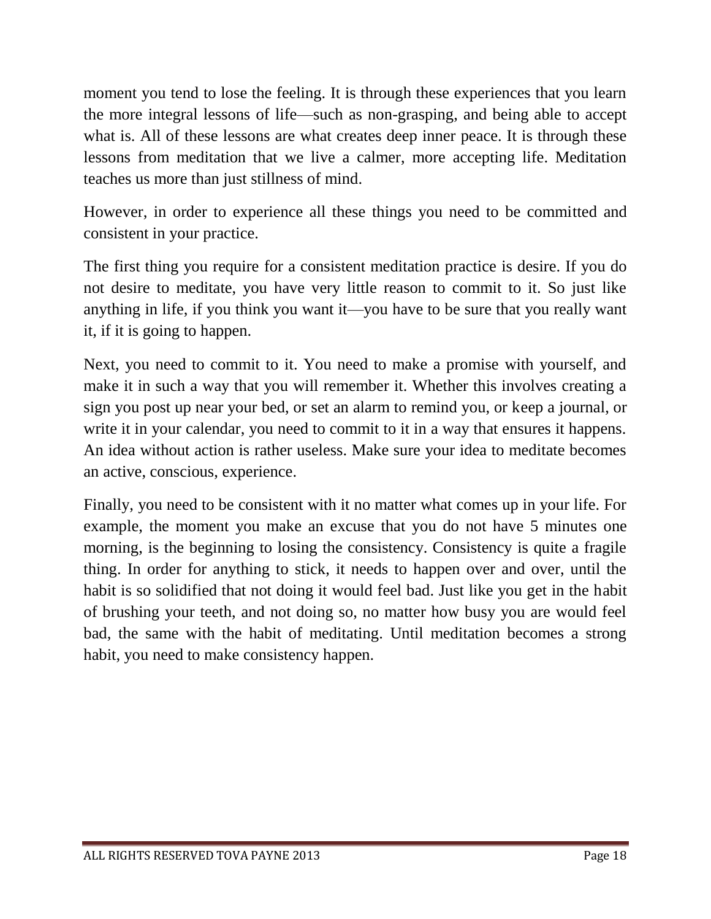moment you tend to lose the feeling. It is through these experiences that you learn the more integral lessons of life—such as non-grasping, and being able to accept what is. All of these lessons are what creates deep inner peace. It is through these lessons from meditation that we live a calmer, more accepting life. Meditation teaches us more than just stillness of mind.

However, in order to experience all these things you need to be committed and consistent in your practice.

The first thing you require for a consistent meditation practice is desire. If you do not desire to meditate, you have very little reason to commit to it. So just like anything in life, if you think you want it—you have to be sure that you really want it, if it is going to happen.

Next, you need to commit to it. You need to make a promise with yourself, and make it in such a way that you will remember it. Whether this involves creating a sign you post up near your bed, or set an alarm to remind you, or keep a journal, or write it in your calendar, you need to commit to it in a way that ensures it happens. An idea without action is rather useless. Make sure your idea to meditate becomes an active, conscious, experience.

Finally, you need to be consistent with it no matter what comes up in your life. For example, the moment you make an excuse that you do not have 5 minutes one morning, is the beginning to losing the consistency. Consistency is quite a fragile thing. In order for anything to stick, it needs to happen over and over, until the habit is so solidified that not doing it would feel bad. Just like you get in the habit of brushing your teeth, and not doing so, no matter how busy you are would feel bad, the same with the habit of meditating. Until meditation becomes a strong habit, you need to make consistency happen.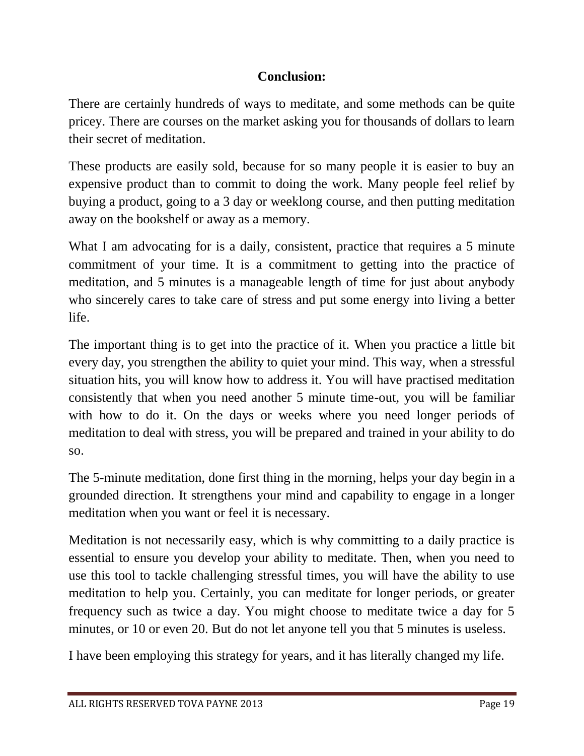## Conclusion:

There are certainly hundreds of ways to meditate, and some methods can be quite pricey. There are courses on the market asking you for thousands of dollars to learn their secret of meditation.

These products are easily sold, because for so many people it is easier to buy an expensive product than to commit to doing the work. Many people feel relief by buying a product, going to a 3 day or weeklong course, and then putting meditation away on the bookshelf or away as a memory.

What I am advocating for is a daily, consistent, practice that requires a 5 minute commitment of your time. It is a commitment to getting into the practice of meditation, and 5 minutes is a manageable length of time for just about anybody who sincerely cares to take care of stress and put some energy into living a better life.

The important thing is to get into the practice of it. When you practice a little bit every day, you strengthen the ability to quiet your mind. This way, when a stressful situation hits, you will know how to address it. You will have practised meditation consistently that when you need another 5 minute time-out, you will be familiar with how to do it. On the days or weeks where you need longer periods of meditation to deal with stress, you will be prepared and trained in your ability to do so.

The 5-minute meditation, done first thing in the morning, helps your day begin in a grounded direction. It strengthens your mind and capability to engage in a longer meditation when you want or feel it is necessary.

Meditation is not necessarily easy, which is why committing to a daily practice is essential to ensure you develop your ability to meditate. Then, when you need to use this tool to tackle challenging stressful times, you will have the ability to use meditation to help you. Certainly, you can meditate for longer periods, or greater frequency such as twice a day. You might choose to meditate twice a day for 5 minutes, or 10 or even 20. But do not let anyone tell you that 5 minutes is useless.

I have been employing this strategy for years, and it has literally changed my life.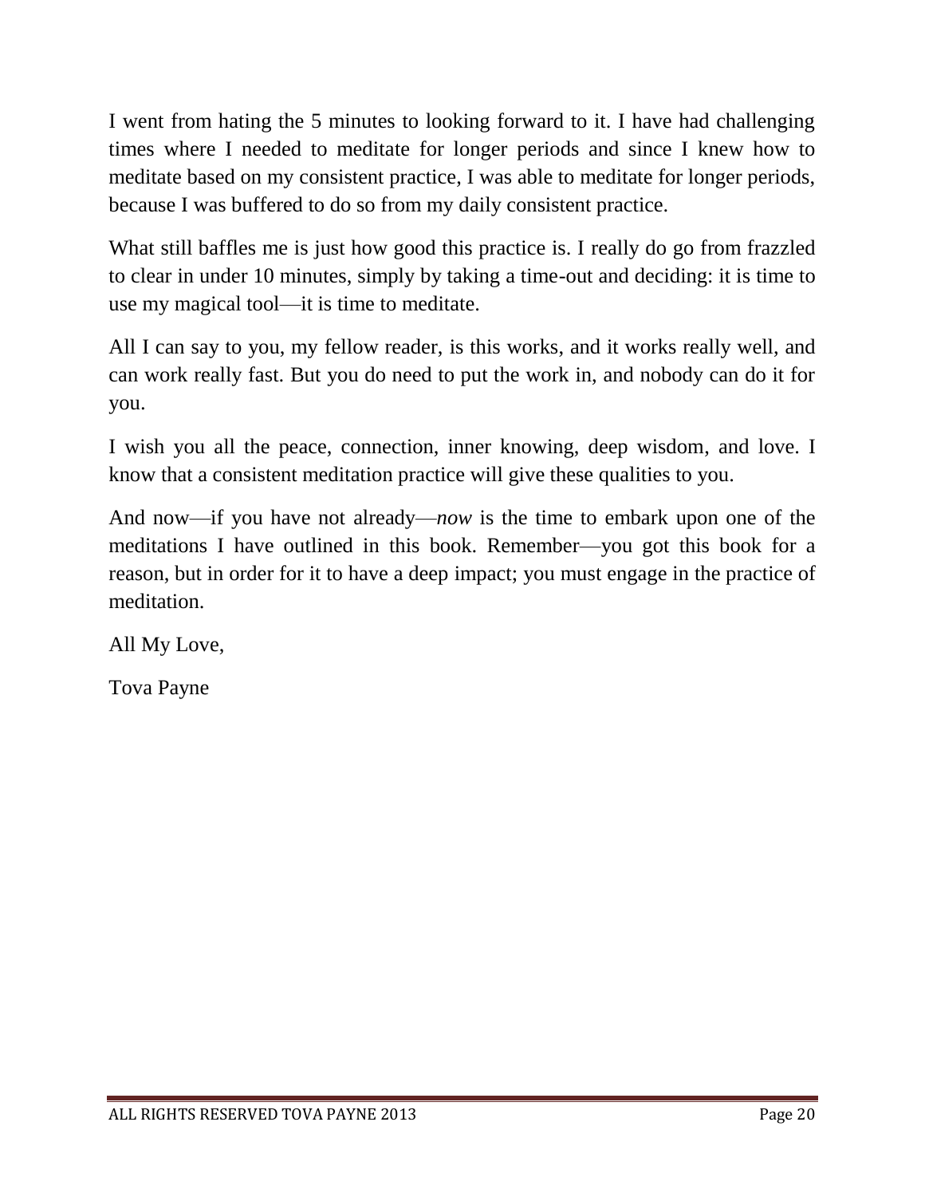I went from hating the 5 minutes to looking forward to it. I have had challenging times where I needed to meditate for longer periods and since I knew how to meditate based on my consistent practice, I was able to meditate for longer periods, because I was buffered to do so from my daily consistent practice.

What still baffles me is just how good this practice is. I really do go from frazzled to clear in under 10 minutes, simply by taking a time-out and deciding: it is time to use my magical tool—it is time to meditate.

All I can say to you, my fellow reader, is this works, and it works really well, and can work really fast. But you do need to put the work in, and nobody can do it for you.

I wish you all the peace, connection, inner knowing, deep wisdom, and love. I know that a consistent meditation practice will give these qualities to you.

And now—if you have not already—*now* is the time to embark upon one of the meditations I have outlined in this book. Remember—you got this book for a reason, but in order for it to have a deep impact; you must engage in the practice of meditation.

All My Love,

Tova Payne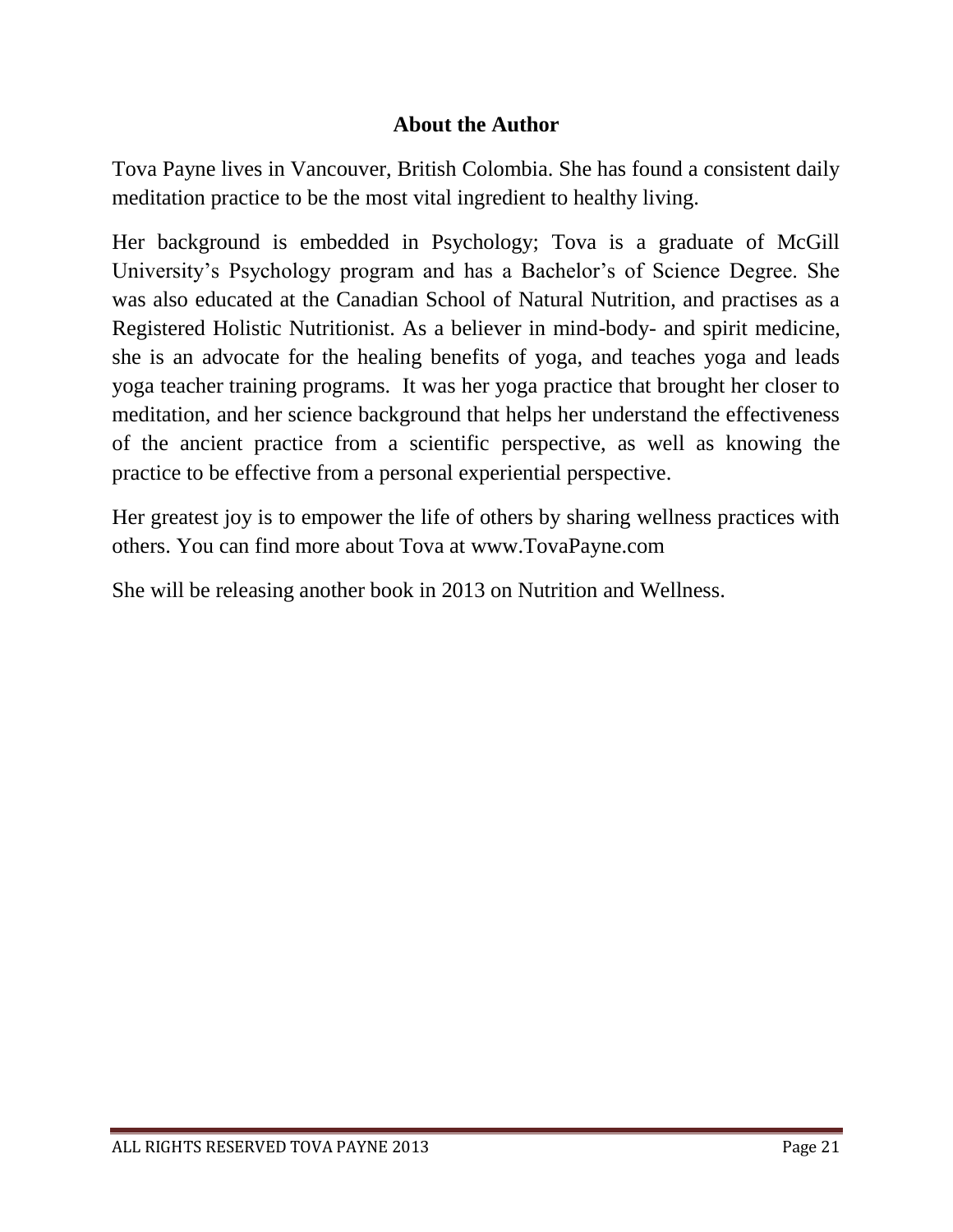## About the Author

Tova Payne lives in Vancouver, British Colombia. She has found a consistent daily meditation practice to be the most vital ingredient to healthy living.

Her background is embedded in Psychology; Tova is a graduate of McGill University's Psychology program and has a Bachelor's of Science Degree. She was also educated at the Canadian School of Natural Nutrition, and practises as a Registered Holistic Nutritionist. As a believer in mind-body- and spirit medicine, she is an advocate for the healing benefits of yoga, and teaches yoga and leads yoga teacher training programs. It was her yoga practice that brought her closer to meditation, and her science background that helps her understand the effectiveness of the ancient practice from a scientific perspective, as well as knowing the practice to be effective from a personal experiential perspective.

Her greatest joy is to empower the life of others by sharing wellness practices with others. You can find more about Tova at www.TovaPayne.com

She will be releasing another book in 2013 on Nutrition and Wellness.